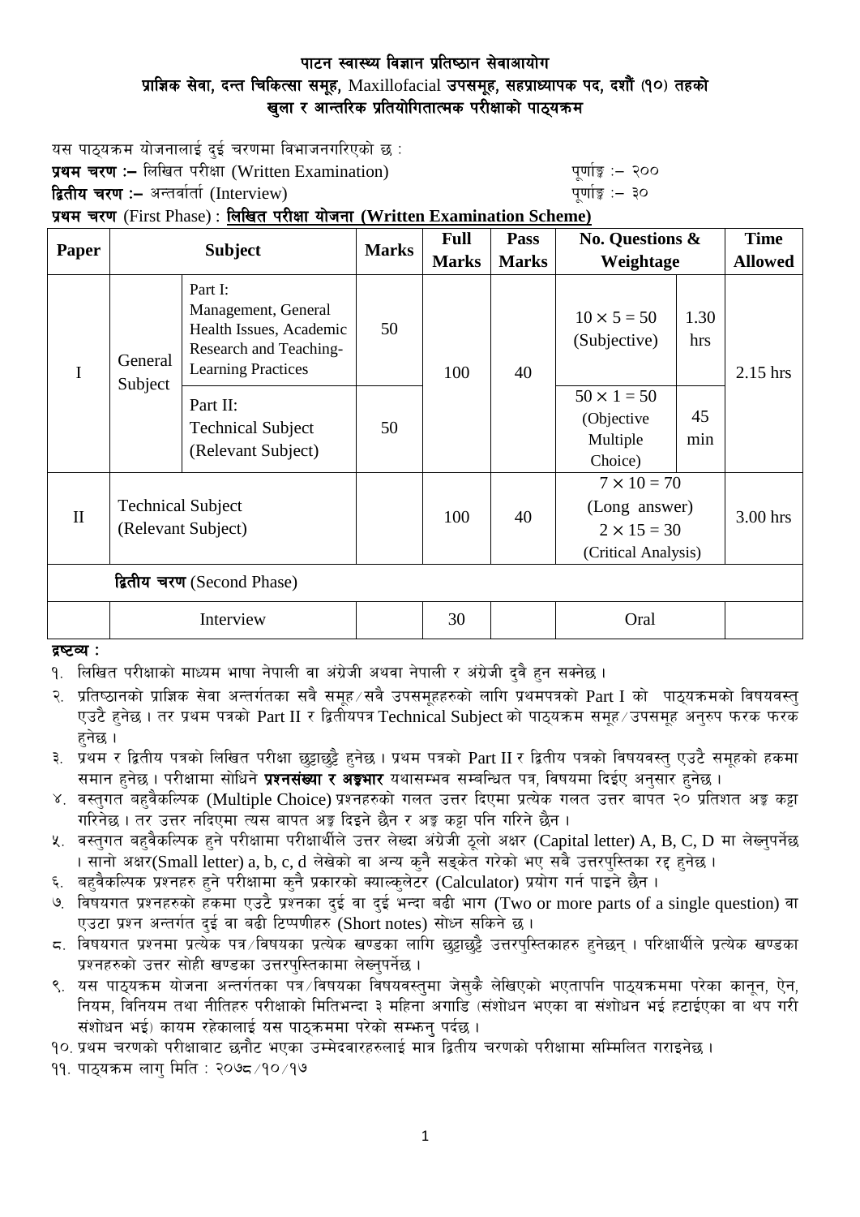# पाटन स्वास्थ्य विज्ञान प्रतिष्ठान सेवाआयोग
## प्राज्ञिक सेवा, दन्त चिकित्सा समूह, Maxillofacial उपसमूह, सहप्राध्यापक पद, दशौं (१०) तहको
## खुला र आन्तरिक प्रतियोगितात्मक परीक्षाको पाठ्यक्रम

यस पाठ्यक्रम योजनालाई दुई चरणमा विभाजनगरिएको छ :

**प्रथम चरण :–** लिखित परीक्षा (Written Examination) — पूर्णाङ्क :– २००

**द्वितीय चरण :–** अन्तर्वार्ता (Interview) — पूर्णाङ्क :– ३०

**प्रथम चरण** (First Phase) : **लिखित परीक्षा योजना (Written Examination Scheme)**

| Paper | Subject | | Marks | Full Marks | Pass Marks | No. Questions & Weightage | | Time Allowed |
|---|---|---|---|---|---|---|---|---|
| I | General Subject | Part I: Management, General Health Issues, Academic Research and Teaching-Learning Practices | 50 | 100 | 40 | $10 \times 5 = 50$ (Subjective) | 1.30 hrs | 2.15 hrs |
| | | Part II: Technical Subject (Relevant Subject) | 50 | | | $50 \times 1 = 50$ (Objective Multiple Choice) | 45 min | |
| II | Technical Subject (Relevant Subject) | | | 100 | 40 | $7 \times 10 = 70$ (Long answer) $2 \times 15 = 30$ (Critical Analysis) | | 3.00 hrs |
| **द्वितीय चरण** (Second Phase) | | | | | | | | |
| | Interview | | | 30 | | Oral | | |

**द्रष्टव्य :**

१. लिखित परीक्षाको माध्यम भाषा नेपाली वा अंग्रेजी अथवा नेपाली र अंग्रेजी दुवै हुन सक्नेछ ।

२. प्रतिष्ठानको प्राज्ञिक सेवा अन्तर्गतका सवै समूह/सवै उपसमूहहरुको लागि प्रथमपत्रको Part I को पाठ्यक्रमको विषयवस्तु एउटै हुनेछ । तर प्रथम पत्रको Part II र द्वितीयपत्र Technical Subject को पाठ्यक्रम समूह/उपसमूह अनुरुप फरक फरक हुनेछ ।

३. प्रथम र द्वितीय पत्रको लिखित परीक्षा छुट्टाछुट्टै हुनेछ । प्रथम पत्रको Part II र द्वितीय पत्रको विषयवस्तु एउटै समूहको हकमा समान हुनेछ । परीक्षामा सोधिने **प्रश्नसंख्या र अङ्कभार** यथासम्भव सम्बन्धित पत्र, विषयमा दिईए अनुसार हुनेछ ।

४. वस्तुगत बहुवैकल्पिक (Multiple Choice) प्रश्नहरुको गलत उत्तर दिएमा प्रत्येक गलत उत्तर बापत २० प्रतिशत अङ्क कट्टा गरिनेछ । तर उत्तर नदिएमा त्यस बापत अङ्क दिइने छैन र अङ्क कट्टा पनि गरिने छैन ।

५. वस्तुगत बहुवैकल्पिक हुने परीक्षामा परीक्षार्थीले उत्तर लेख्दा अंग्रेजी ठूलो अक्षर (Capital letter) A, B, C, D मा लेख्नुपर्नेछ । सानो अक्षर(Small letter) a, b, c, d लेखेको वा अन्य कुनै सङ्केत गरेको भए सबै उत्तरपुस्तिका रद्द हुनेछ ।

६. बहुवैकल्पिक प्रश्नहरु हुने परीक्षामा कुनै प्रकारको क्याल्कुलेटर (Calculator) प्रयोग गर्न पाइने छैन ।

७. विषयगत प्रश्नहरुको हकमा एउटै प्रश्नका दुई वा दुई भन्दा बढी भाग (Two or more parts of a single question) वा एउटा प्रश्न अन्तर्गत दुई वा बढी टिप्पणीहरु (Short notes) सोध्न सकिने छ ।

८. विषयगत प्रश्नमा प्रत्येक पत्र/विषयका प्रत्येक खण्डका लागि छुट्टाछुट्टै उत्तरपुस्तिकाहरु हुनेछन् । परिक्षार्थीले प्रत्येक खण्डका प्रश्नहरुको उत्तर सोही खण्डका उत्तरपुस्तिकामा लेख्नुपर्नेछ ।

९. यस पाठ्यक्रम योजना अन्तर्गतका पत्र/विषयका विषयवस्तुमा जेसुकै लेखिएको भएतापनि पाठ्यक्रममा परेका कानून, ऐन, नियम, विनियम तथा नीतिहरु परीक्षाको मितिभन्दा ३ महिना अगाडि (संशोधन भएका वा संशोधन भई हटाईएका वा थप गरी संशोधन भई) कायम रहेकालाई यस पाठ्कममा परेको सम्झनु पर्दछ ।

१०. प्रथम चरणको परीक्षाबाट छनौट भएका उम्मेदवारहरुलाई मात्र द्वितीय चरणको परीक्षामा सम्मिलित गराइनेछ ।

११. पाठ्यक्रम लागु मिति : २०७८/१०/१७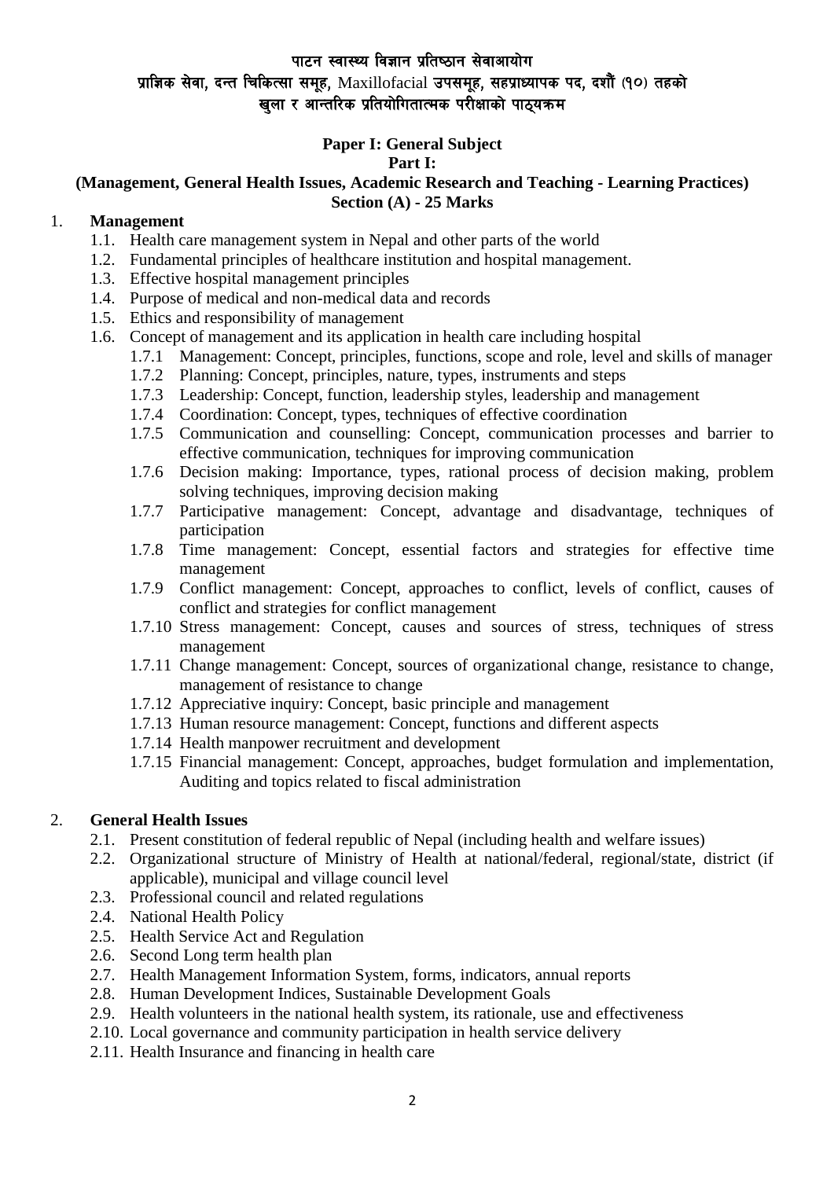# पाटन स्वास्थ्य विज्ञान प्रतिष्ठान सेवाआयोग

## प्राज्ञिक सेवा, दन्त चिकित्सा समूह, Maxillofacial उपसमूह, सहप्राध्यापक पद, दशौं (१०) तहको खुला र आन्तरिक प्रतियोगितात्मक परीक्षाको पाठ्यक्रम

**Paper I: General Subject**

**Part I:**

**(Management, General Health Issues, Academic Research and Teaching - Learning Practices)**

**Section (A) - 25 Marks**

1. **Management**
   - 1.1. Health care management system in Nepal and other parts of the world
   - 1.2. Fundamental principles of healthcare institution and hospital management.
   - 1.3. Effective hospital management principles
   - 1.4. Purpose of medical and non-medical data and records
   - 1.5. Ethics and responsibility of management
   - 1.6. Concept of management and its application in health care including hospital
     - 1.7.1 Management: Concept, principles, functions, scope and role, level and skills of manager
     - 1.7.2 Planning: Concept, principles, nature, types, instruments and steps
     - 1.7.3 Leadership: Concept, function, leadership styles, leadership and management
     - 1.7.4 Coordination: Concept, types, techniques of effective coordination
     - 1.7.5 Communication and counselling: Concept, communication processes and barrier to effective communication, techniques for improving communication
     - 1.7.6 Decision making: Importance, types, rational process of decision making, problem solving techniques, improving decision making
     - 1.7.7 Participative management: Concept, advantage and disadvantage, techniques of participation
     - 1.7.8 Time management: Concept, essential factors and strategies for effective time management
     - 1.7.9 Conflict management: Concept, approaches to conflict, levels of conflict, causes of conflict and strategies for conflict management
     - 1.7.10 Stress management: Concept, causes and sources of stress, techniques of stress management
     - 1.7.11 Change management: Concept, sources of organizational change, resistance to change, management of resistance to change
     - 1.7.12 Appreciative inquiry: Concept, basic principle and management
     - 1.7.13 Human resource management: Concept, functions and different aspects
     - 1.7.14 Health manpower recruitment and development
     - 1.7.15 Financial management: Concept, approaches, budget formulation and implementation, Auditing and topics related to fiscal administration

2. **General Health Issues**
   - 2.1. Present constitution of federal republic of Nepal (including health and welfare issues)
   - 2.2. Organizational structure of Ministry of Health at national/federal, regional/state, district (if applicable), municipal and village council level
   - 2.3. Professional council and related regulations
   - 2.4. National Health Policy
   - 2.5. Health Service Act and Regulation
   - 2.6. Second Long term health plan
   - 2.7. Health Management Information System, forms, indicators, annual reports
   - 2.8. Human Development Indices, Sustainable Development Goals
   - 2.9. Health volunteers in the national health system, its rationale, use and effectiveness
   - 2.10. Local governance and community participation in health service delivery
   - 2.11. Health Insurance and financing in health care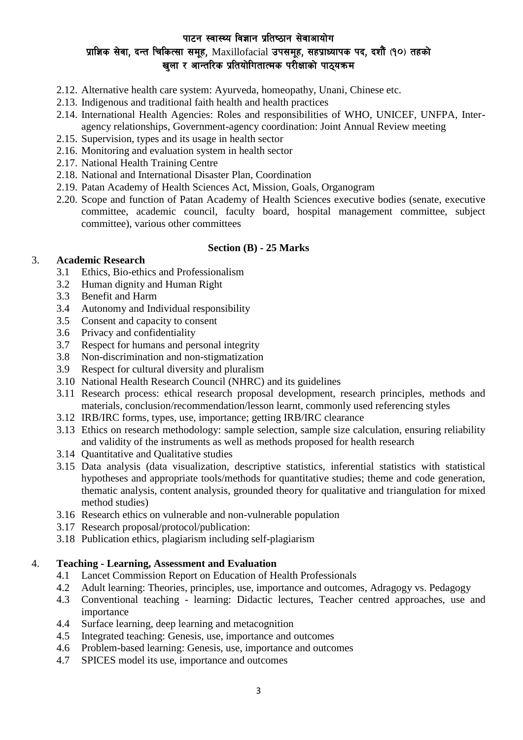2.12. Alternative health care system: Ayurveda, homeopathy, Unani, Chinese etc.
2.13. Indigenous and traditional faith health and health practices
2.14. International Health Agencies: Roles and responsibilities of WHO, UNICEF, UNFPA, Inter-agency relationships, Government-agency coordination: Joint Annual Review meeting
2.15. Supervision, types and its usage in health sector
2.16. Monitoring and evaluation system in health sector
2.17. National Health Training Centre
2.18. National and International Disaster Plan, Coordination
2.19. Patan Academy of Health Sciences Act, Mission, Goals, Organogram
2.20. Scope and function of Patan Academy of Health Sciences executive bodies (senate, executive committee, academic council, faculty board, hospital management committee, subject committee), various other committees

**Section (B) - 25 Marks**

3. **Academic Research**
   - 3.1 Ethics, Bio-ethics and Professionalism
   - 3.2 Human dignity and Human Right
   - 3.3 Benefit and Harm
   - 3.4 Autonomy and Individual responsibility
   - 3.5 Consent and capacity to consent
   - 3.6 Privacy and confidentiality
   - 3.7 Respect for humans and personal integrity
   - 3.8 Non-discrimination and non-stigmatization
   - 3.9 Respect for cultural diversity and pluralism
   - 3.10 National Health Research Council (NHRC) and its guidelines
   - 3.11 Research process: ethical research proposal development, research principles, methods and materials, conclusion/recommendation/lesson learnt, commonly used referencing styles
   - 3.12 IRB/IRC forms, types, use, importance; getting IRB/IRC clearance
   - 3.13 Ethics on research methodology: sample selection, sample size calculation, ensuring reliability and validity of the instruments as well as methods proposed for health research
   - 3.14 Quantitative and Qualitative studies
   - 3.15 Data analysis (data visualization, descriptive statistics, inferential statistics with statistical hypotheses and appropriate tools/methods for quantitative studies; theme and code generation, thematic analysis, content analysis, grounded theory for qualitative and triangulation for mixed method studies)
   - 3.16 Research ethics on vulnerable and non-vulnerable population
   - 3.17 Research proposal/protocol/publication:
   - 3.18 Publication ethics, plagiarism including self-plagiarism

4. **Teaching - Learning, Assessment and Evaluation**
   - 4.1 Lancet Commission Report on Education of Health Professionals
   - 4.2 Adult learning: Theories, principles, use, importance and outcomes, Adragogy vs. Pedagogy
   - 4.3 Conventional teaching - learning: Didactic lectures, Teacher centred approaches, use and importance
   - 4.4 Surface learning, deep learning and metacognition
   - 4.5 Integrated teaching: Genesis, use, importance and outcomes
   - 4.6 Problem-based learning: Genesis, use, importance and outcomes
   - 4.7 SPICES model its use, importance and outcomes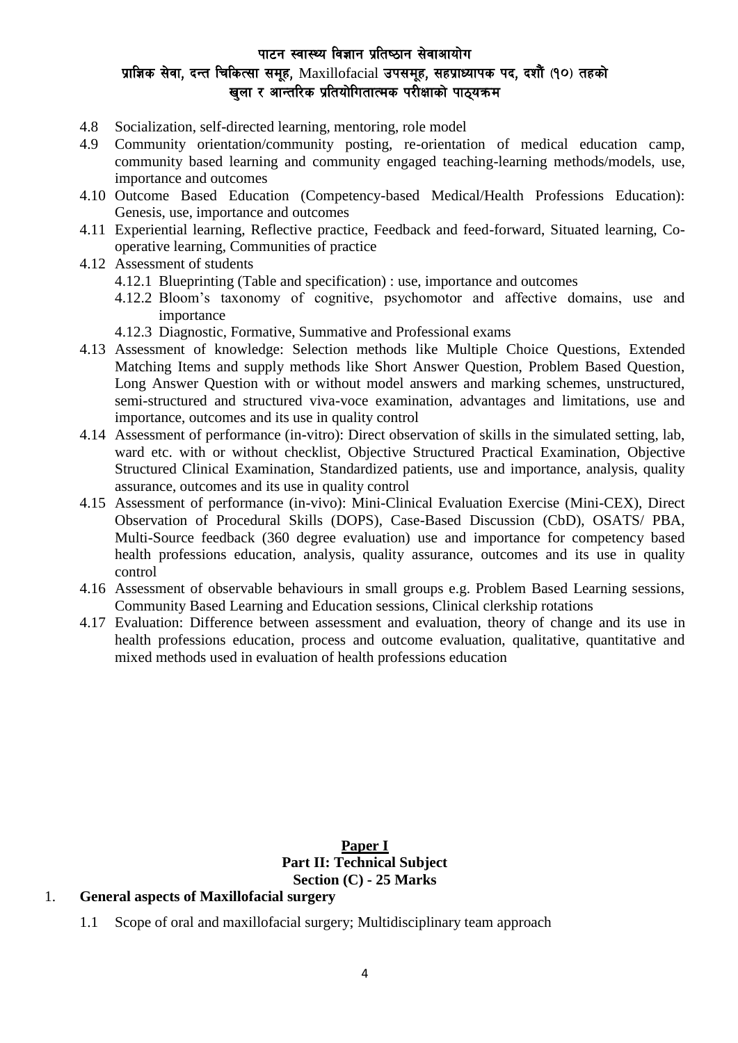- 4.8 Socialization, self-directed learning, mentoring, role model
- 4.9 Community orientation/community posting, re-orientation of medical education camp, community based learning and community engaged teaching-learning methods/models, use, importance and outcomes
- 4.10 Outcome Based Education (Competency-based Medical/Health Professions Education): Genesis, use, importance and outcomes
- 4.11 Experiential learning, Reflective practice, Feedback and feed-forward, Situated learning, Co-operative learning, Communities of practice
- 4.12 Assessment of students
  - 4.12.1 Blueprinting (Table and specification) : use, importance and outcomes
  - 4.12.2 Bloom's taxonomy of cognitive, psychomotor and affective domains, use and importance
  - 4.12.3 Diagnostic, Formative, Summative and Professional exams
- 4.13 Assessment of knowledge: Selection methods like Multiple Choice Questions, Extended Matching Items and supply methods like Short Answer Question, Problem Based Question, Long Answer Question with or without model answers and marking schemes, unstructured, semi-structured and structured viva-voce examination, advantages and limitations, use and importance, outcomes and its use in quality control
- 4.14 Assessment of performance (in-vitro): Direct observation of skills in the simulated setting, lab, ward etc. with or without checklist, Objective Structured Practical Examination, Objective Structured Clinical Examination, Standardized patients, use and importance, analysis, quality assurance, outcomes and its use in quality control
- 4.15 Assessment of performance (in-vivo): Mini-Clinical Evaluation Exercise (Mini-CEX), Direct Observation of Procedural Skills (DOPS), Case-Based Discussion (CbD), OSATS/ PBA, Multi-Source feedback (360 degree evaluation) use and importance for competency based health professions education, analysis, quality assurance, outcomes and its use in quality control
- 4.16 Assessment of observable behaviours in small groups e.g. Problem Based Learning sessions, Community Based Learning and Education sessions, Clinical clerkship rotations
- 4.17 Evaluation: Difference between assessment and evaluation, theory of change and its use in health professions education, process and outcome evaluation, qualitative, quantitative and mixed methods used in evaluation of health professions education

## Paper I
## Part II: Technical Subject
## Section (C) - 25 Marks

1. **General aspects of Maxillofacial surgery**
   - 1.1 Scope of oral and maxillofacial surgery; Multidisciplinary team approach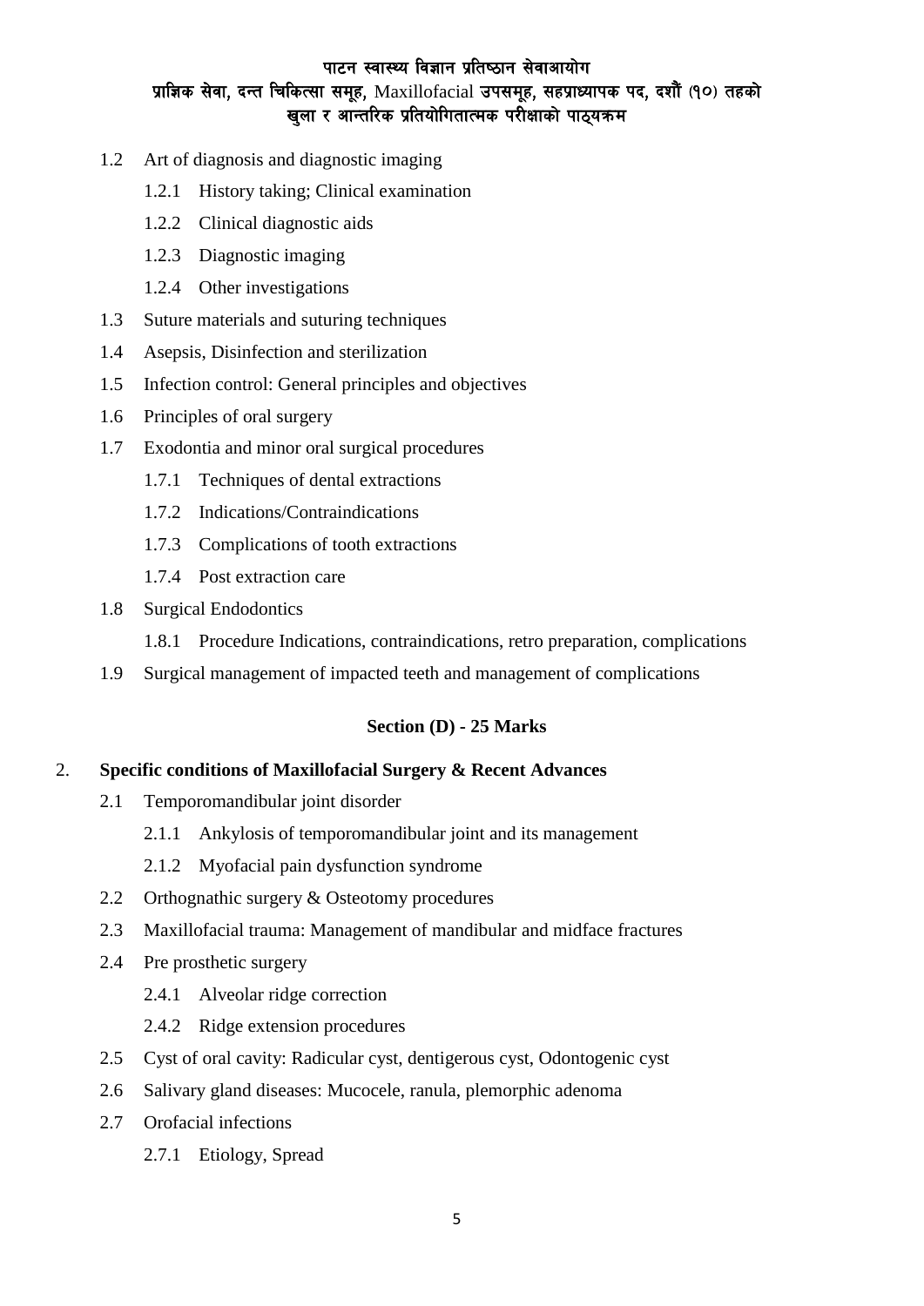- 1.2 Art of diagnosis and diagnostic imaging
  - 1.2.1 History taking; Clinical examination
  - 1.2.2 Clinical diagnostic aids
  - 1.2.3 Diagnostic imaging
  - 1.2.4 Other investigations
- 1.3 Suture materials and suturing techniques
- 1.4 Asepsis, Disinfection and sterilization
- 1.5 Infection control: General principles and objectives
- 1.6 Principles of oral surgery
- 1.7 Exodontia and minor oral surgical procedures
  - 1.7.1 Techniques of dental extractions
  - 1.7.2 Indications/Contraindications
  - 1.7.3 Complications of tooth extractions
  - 1.7.4 Post extraction care
- 1.8 Surgical Endodontics
  - 1.8.1 Procedure Indications, contraindications, retro preparation, complications
- 1.9 Surgical management of impacted teeth and management of complications

**Section (D) - 25 Marks**

2. **Specific conditions of Maxillofacial Surgery & Recent Advances**

- 2.1 Temporomandibular joint disorder
  - 2.1.1 Ankylosis of temporomandibular joint and its management
  - 2.1.2 Myofacial pain dysfunction syndrome
- 2.2 Orthognathic surgery & Osteotomy procedures
- 2.3 Maxillofacial trauma: Management of mandibular and midface fractures
- 2.4 Pre prosthetic surgery
  - 2.4.1 Alveolar ridge correction
  - 2.4.2 Ridge extension procedures
- 2.5 Cyst of oral cavity: Radicular cyst, dentigerous cyst, Odontogenic cyst
- 2.6 Salivary gland diseases: Mucocele, ranula, plemorphic adenoma
- 2.7 Orofacial infections
  - 2.7.1 Etiology, Spread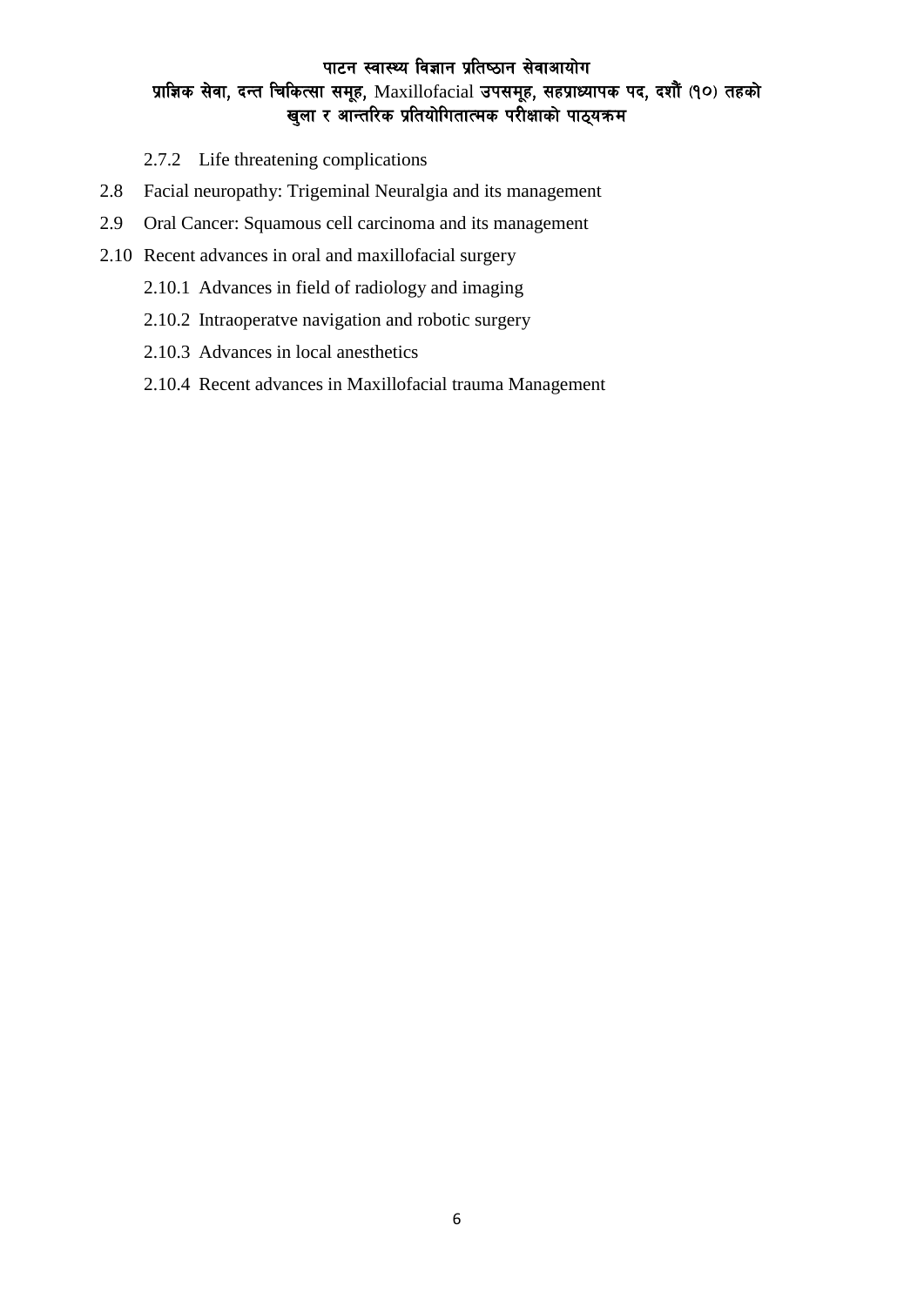2.7.2 Life threatening complications

2.8 Facial neuropathy: Trigeminal Neuralgia and its management

2.9 Oral Cancer: Squamous cell carcinoma and its management

2.10 Recent advances in oral and maxillofacial surgery

2.10.1 Advances in field of radiology and imaging

2.10.2 Intraoperatve navigation and robotic surgery

2.10.3 Advances in local anesthetics

2.10.4 Recent advances in Maxillofacial trauma Management